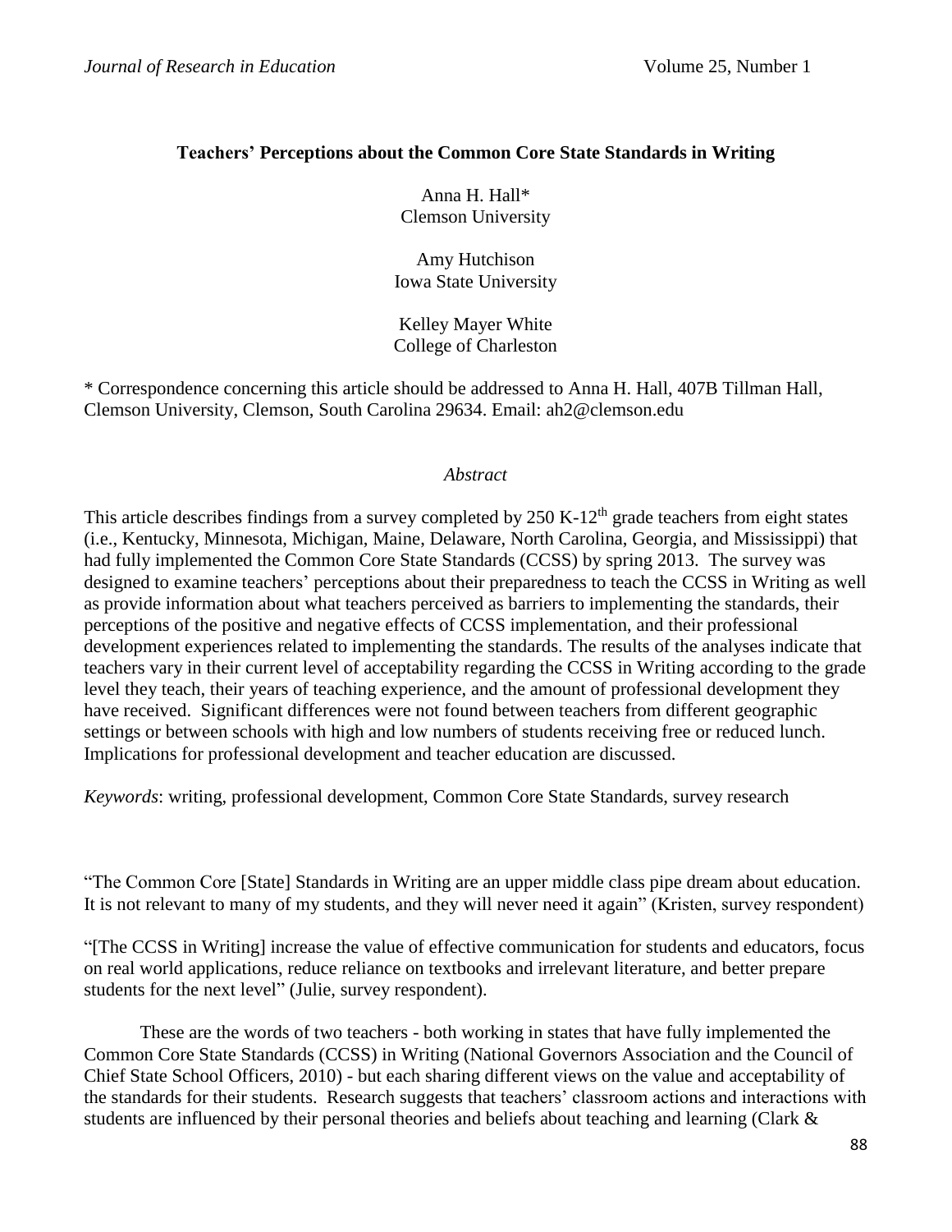# Teachers' Perceptions about the Common Core State Standards in Writing

Anna H. Hall*
Clemson University

Amy Hutchison
Iowa State University

Kelley Mayer White
College of Charleston

\* Correspondence concerning this article should be addressed to Anna H. Hall, 407B Tillman Hall, Clemson University, Clemson, South Carolina 29634. Email: ah2@clemson.edu

## *Abstract*

This article describes findings from a survey completed by 250 K-12th grade teachers from eight states (i.e., Kentucky, Minnesota, Michigan, Maine, Delaware, North Carolina, Georgia, and Mississippi) that had fully implemented the Common Core State Standards (CCSS) by spring 2013. The survey was designed to examine teachers' perceptions about their preparedness to teach the CCSS in Writing as well as provide information about what teachers perceived as barriers to implementing the standards, their perceptions of the positive and negative effects of CCSS implementation, and their professional development experiences related to implementing the standards. The results of the analyses indicate that teachers vary in their current level of acceptability regarding the CCSS in Writing according to the grade level they teach, their years of teaching experience, and the amount of professional development they have received. Significant differences were not found between teachers from different geographic settings or between schools with high and low numbers of students receiving free or reduced lunch. Implications for professional development and teacher education are discussed.

*Keywords*: writing, professional development, Common Core State Standards, survey research

"The Common Core [State] Standards in Writing are an upper middle class pipe dream about education. It is not relevant to many of my students, and they will never need it again" (Kristen, survey respondent)

"[The CCSS in Writing] increase the value of effective communication for students and educators, focus on real world applications, reduce reliance on textbooks and irrelevant literature, and better prepare students for the next level" (Julie, survey respondent).

These are the words of two teachers - both working in states that have fully implemented the Common Core State Standards (CCSS) in Writing (National Governors Association and the Council of Chief State School Officers, 2010) - but each sharing different views on the value and acceptability of the standards for their students. Research suggests that teachers' classroom actions and interactions with students are influenced by their personal theories and beliefs about teaching and learning (Clark &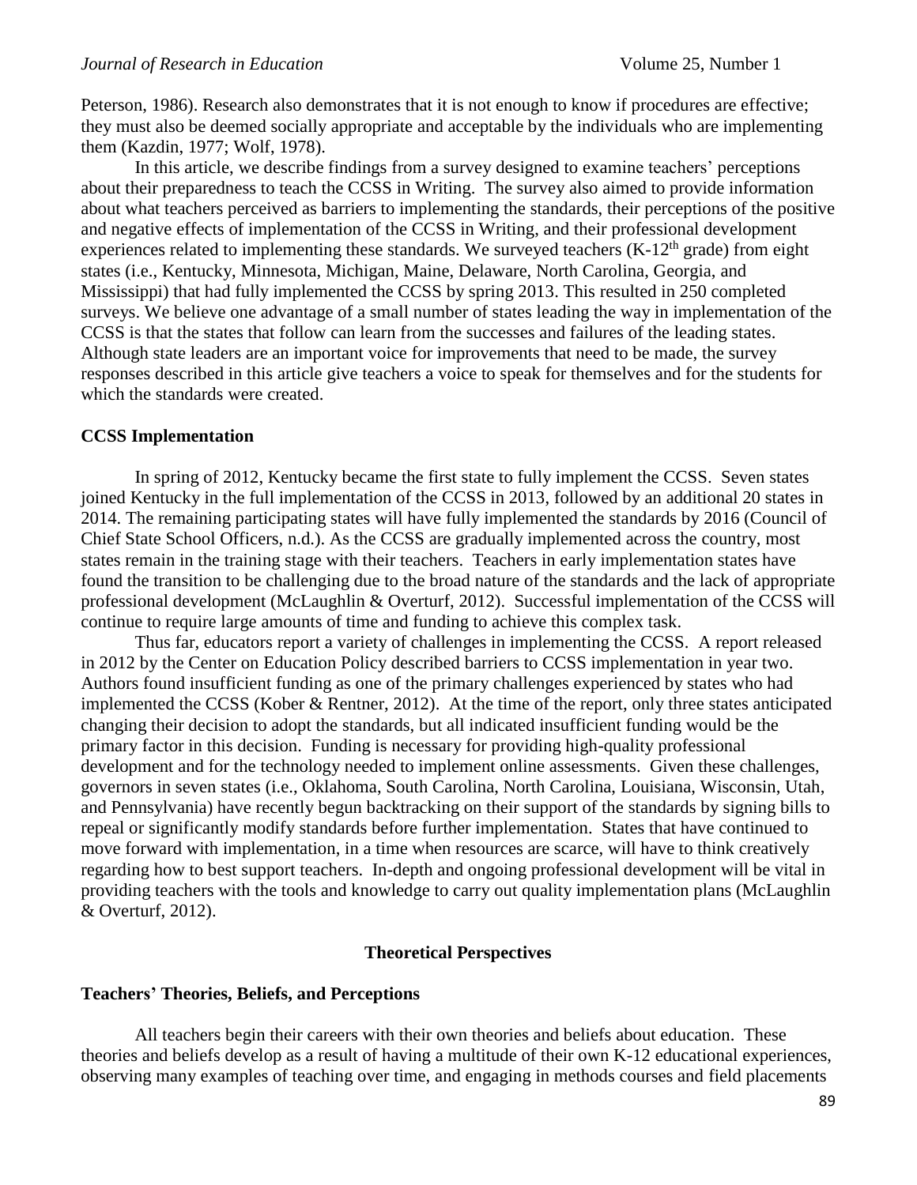Peterson, 1986). Research also demonstrates that it is not enough to know if procedures are effective; they must also be deemed socially appropriate and acceptable by the individuals who are implementing them (Kazdin, 1977; Wolf, 1978).

In this article, we describe findings from a survey designed to examine teachers' perceptions about their preparedness to teach the CCSS in Writing. The survey also aimed to provide information about what teachers perceived as barriers to implementing the standards, their perceptions of the positive and negative effects of implementation of the CCSS in Writing, and their professional development experiences related to implementing these standards. We surveyed teachers (K-12th grade) from eight states (i.e., Kentucky, Minnesota, Michigan, Maine, Delaware, North Carolina, Georgia, and Mississippi) that had fully implemented the CCSS by spring 2013. This resulted in 250 completed surveys. We believe one advantage of a small number of states leading the way in implementation of the CCSS is that the states that follow can learn from the successes and failures of the leading states. Although state leaders are an important voice for improvements that need to be made, the survey responses described in this article give teachers a voice to speak for themselves and for the students for which the standards were created.

**CCSS Implementation**

In spring of 2012, Kentucky became the first state to fully implement the CCSS. Seven states joined Kentucky in the full implementation of the CCSS in 2013, followed by an additional 20 states in 2014. The remaining participating states will have fully implemented the standards by 2016 (Council of Chief State School Officers, n.d.). As the CCSS are gradually implemented across the country, most states remain in the training stage with their teachers. Teachers in early implementation states have found the transition to be challenging due to the broad nature of the standards and the lack of appropriate professional development (McLaughlin & Overturf, 2012). Successful implementation of the CCSS will continue to require large amounts of time and funding to achieve this complex task.

Thus far, educators report a variety of challenges in implementing the CCSS. A report released in 2012 by the Center on Education Policy described barriers to CCSS implementation in year two. Authors found insufficient funding as one of the primary challenges experienced by states who had implemented the CCSS (Kober & Rentner, 2012). At the time of the report, only three states anticipated changing their decision to adopt the standards, but all indicated insufficient funding would be the primary factor in this decision. Funding is necessary for providing high-quality professional development and for the technology needed to implement online assessments. Given these challenges, governors in seven states (i.e., Oklahoma, South Carolina, North Carolina, Louisiana, Wisconsin, Utah, and Pennsylvania) have recently begun backtracking on their support of the standards by signing bills to repeal or significantly modify standards before further implementation. States that have continued to move forward with implementation, in a time when resources are scarce, will have to think creatively regarding how to best support teachers. In-depth and ongoing professional development will be vital in providing teachers with the tools and knowledge to carry out quality implementation plans (McLaughlin & Overturf, 2012).

## Theoretical Perspectives

**Teachers' Theories, Beliefs, and Perceptions**

All teachers begin their careers with their own theories and beliefs about education. These theories and beliefs develop as a result of having a multitude of their own K-12 educational experiences, observing many examples of teaching over time, and engaging in methods courses and field placements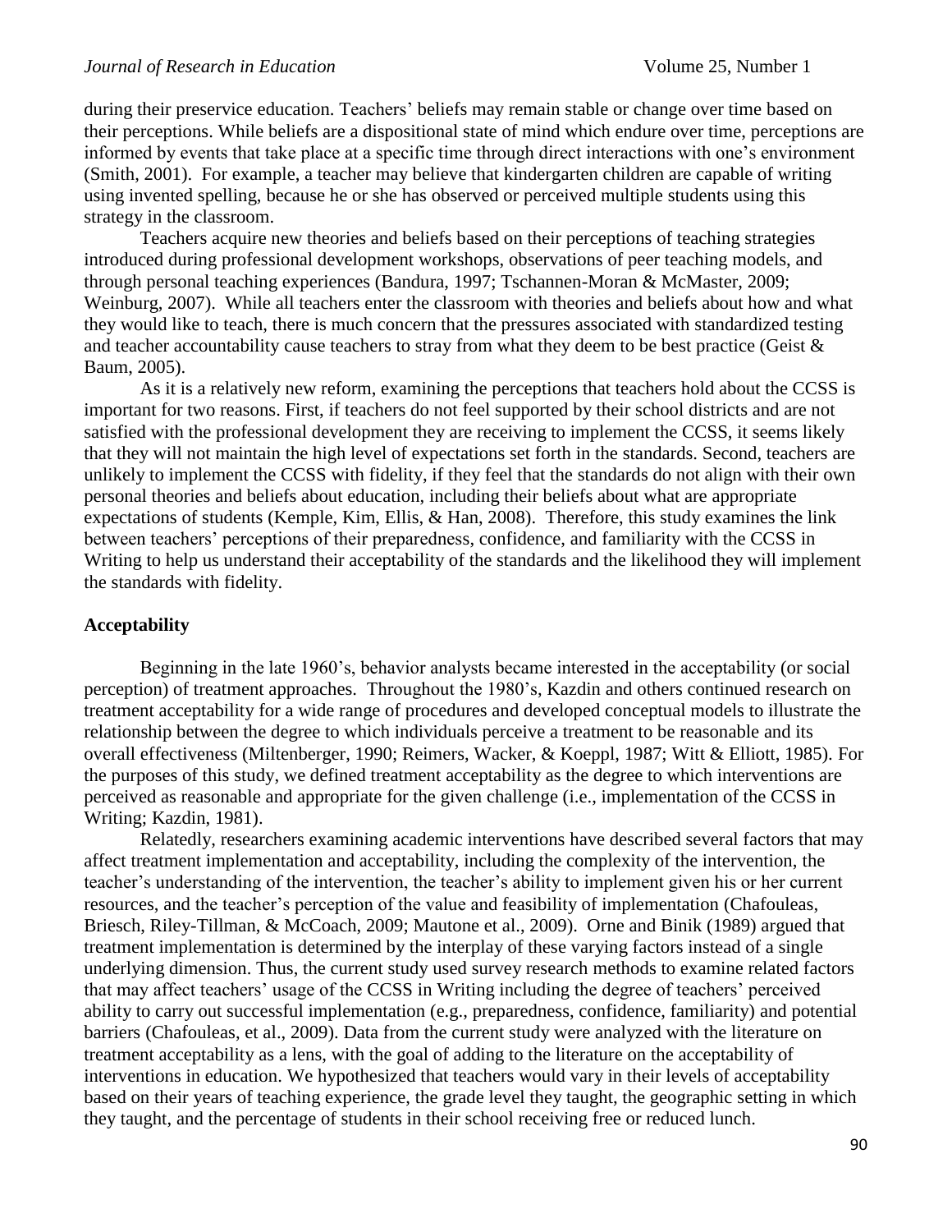during their preservice education. Teachers' beliefs may remain stable or change over time based on their perceptions. While beliefs are a dispositional state of mind which endure over time, perceptions are informed by events that take place at a specific time through direct interactions with one's environment (Smith, 2001). For example, a teacher may believe that kindergarten children are capable of writing using invented spelling, because he or she has observed or perceived multiple students using this strategy in the classroom.

Teachers acquire new theories and beliefs based on their perceptions of teaching strategies introduced during professional development workshops, observations of peer teaching models, and through personal teaching experiences (Bandura, 1997; Tschannen-Moran & McMaster, 2009; Weinburg, 2007). While all teachers enter the classroom with theories and beliefs about how and what they would like to teach, there is much concern that the pressures associated with standardized testing and teacher accountability cause teachers to stray from what they deem to be best practice (Geist & Baum, 2005).

As it is a relatively new reform, examining the perceptions that teachers hold about the CCSS is important for two reasons. First, if teachers do not feel supported by their school districts and are not satisfied with the professional development they are receiving to implement the CCSS, it seems likely that they will not maintain the high level of expectations set forth in the standards. Second, teachers are unlikely to implement the CCSS with fidelity, if they feel that the standards do not align with their own personal theories and beliefs about education, including their beliefs about what are appropriate expectations of students (Kemple, Kim, Ellis, & Han, 2008). Therefore, this study examines the link between teachers' perceptions of their preparedness, confidence, and familiarity with the CCSS in Writing to help us understand their acceptability of the standards and the likelihood they will implement the standards with fidelity.

## Acceptability

Beginning in the late 1960's, behavior analysts became interested in the acceptability (or social perception) of treatment approaches. Throughout the 1980's, Kazdin and others continued research on treatment acceptability for a wide range of procedures and developed conceptual models to illustrate the relationship between the degree to which individuals perceive a treatment to be reasonable and its overall effectiveness (Miltenberger, 1990; Reimers, Wacker, & Koeppl, 1987; Witt & Elliott, 1985). For the purposes of this study, we defined treatment acceptability as the degree to which interventions are perceived as reasonable and appropriate for the given challenge (i.e., implementation of the CCSS in Writing; Kazdin, 1981).

Relatedly, researchers examining academic interventions have described several factors that may affect treatment implementation and acceptability, including the complexity of the intervention, the teacher's understanding of the intervention, the teacher's ability to implement given his or her current resources, and the teacher's perception of the value and feasibility of implementation (Chafouleas, Briesch, Riley-Tillman, & McCoach, 2009; Mautone et al., 2009). Orne and Binik (1989) argued that treatment implementation is determined by the interplay of these varying factors instead of a single underlying dimension. Thus, the current study used survey research methods to examine related factors that may affect teachers' usage of the CCSS in Writing including the degree of teachers' perceived ability to carry out successful implementation (e.g., preparedness, confidence, familiarity) and potential barriers (Chafouleas, et al., 2009). Data from the current study were analyzed with the literature on treatment acceptability as a lens, with the goal of adding to the literature on the acceptability of interventions in education. We hypothesized that teachers would vary in their levels of acceptability based on their years of teaching experience, the grade level they taught, the geographic setting in which they taught, and the percentage of students in their school receiving free or reduced lunch.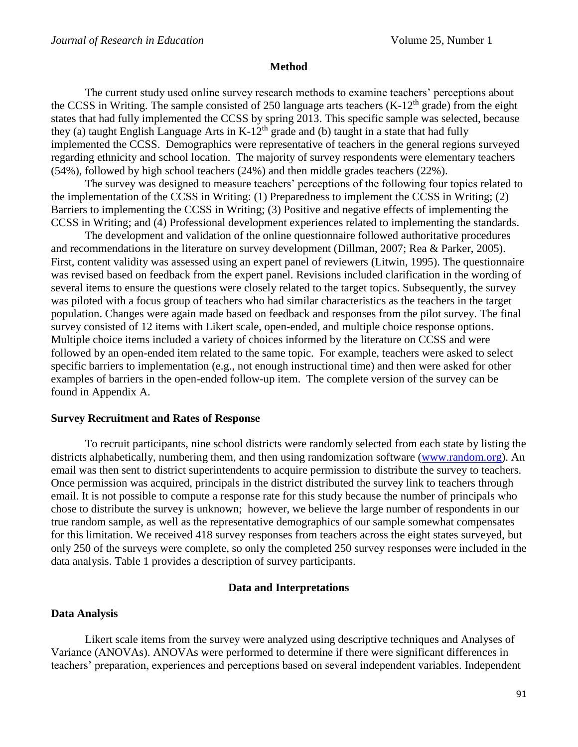## Method

The current study used online survey research methods to examine teachers' perceptions about the CCSS in Writing. The sample consisted of 250 language arts teachers (K-12th grade) from the eight states that had fully implemented the CCSS by spring 2013. This specific sample was selected, because they (a) taught English Language Arts in K-12th grade and (b) taught in a state that had fully implemented the CCSS. Demographics were representative of teachers in the general regions surveyed regarding ethnicity and school location. The majority of survey respondents were elementary teachers (54%), followed by high school teachers (24%) and then middle grades teachers (22%).

The survey was designed to measure teachers' perceptions of the following four topics related to the implementation of the CCSS in Writing: (1) Preparedness to implement the CCSS in Writing; (2) Barriers to implementing the CCSS in Writing; (3) Positive and negative effects of implementing the CCSS in Writing; and (4) Professional development experiences related to implementing the standards.

The development and validation of the online questionnaire followed authoritative procedures and recommendations in the literature on survey development (Dillman, 2007; Rea & Parker, 2005). First, content validity was assessed using an expert panel of reviewers (Litwin, 1995). The questionnaire was revised based on feedback from the expert panel. Revisions included clarification in the wording of several items to ensure the questions were closely related to the target topics. Subsequently, the survey was piloted with a focus group of teachers who had similar characteristics as the teachers in the target population. Changes were again made based on feedback and responses from the pilot survey. The final survey consisted of 12 items with Likert scale, open-ended, and multiple choice response options. Multiple choice items included a variety of choices informed by the literature on CCSS and were followed by an open-ended item related to the same topic. For example, teachers were asked to select specific barriers to implementation (e.g., not enough instructional time) and then were asked for other examples of barriers in the open-ended follow-up item. The complete version of the survey can be found in Appendix A.

### Survey Recruitment and Rates of Response

To recruit participants, nine school districts were randomly selected from each state by listing the districts alphabetically, numbering them, and then using randomization software (www.random.org). An email was then sent to district superintendents to acquire permission to distribute the survey to teachers. Once permission was acquired, principals in the district distributed the survey link to teachers through email. It is not possible to compute a response rate for this study because the number of principals who chose to distribute the survey is unknown; however, we believe the large number of respondents in our true random sample, as well as the representative demographics of our sample somewhat compensates for this limitation. We received 418 survey responses from teachers across the eight states surveyed, but only 250 of the surveys were complete, so only the completed 250 survey responses were included in the data analysis. Table 1 provides a description of survey participants.

## Data and Interpretations

### Data Analysis

Likert scale items from the survey were analyzed using descriptive techniques and Analyses of Variance (ANOVAs). ANOVAs were performed to determine if there were significant differences in teachers' preparation, experiences and perceptions based on several independent variables. Independent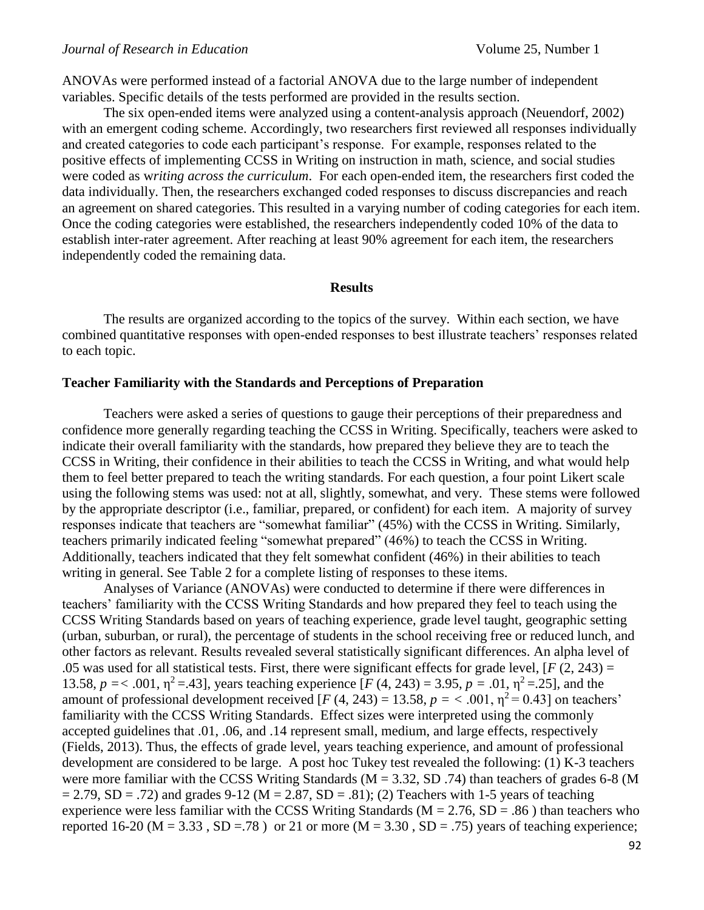ANOVAs were performed instead of a factorial ANOVA due to the large number of independent variables. Specific details of the tests performed are provided in the results section.

The six open-ended items were analyzed using a content-analysis approach (Neuendorf, 2002) with an emergent coding scheme. Accordingly, two researchers first reviewed all responses individually and created categories to code each participant's response. For example, responses related to the positive effects of implementing CCSS in Writing on instruction in math, science, and social studies were coded as *writing across the curriculum*. For each open-ended item, the researchers first coded the data individually. Then, the researchers exchanged coded responses to discuss discrepancies and reach an agreement on shared categories. This resulted in a varying number of coding categories for each item. Once the coding categories were established, the researchers independently coded 10% of the data to establish inter-rater agreement. After reaching at least 90% agreement for each item, the researchers independently coded the remaining data.

## Results

The results are organized according to the topics of the survey. Within each section, we have combined quantitative responses with open-ended responses to best illustrate teachers' responses related to each topic.

### Teacher Familiarity with the Standards and Perceptions of Preparation

Teachers were asked a series of questions to gauge their perceptions of their preparedness and confidence more generally regarding teaching the CCSS in Writing. Specifically, teachers were asked to indicate their overall familiarity with the standards, how prepared they believe they are to teach the CCSS in Writing, their confidence in their abilities to teach the CCSS in Writing, and what would help them to feel better prepared to teach the writing standards. For each question, a four point Likert scale using the following stems was used: not at all, slightly, somewhat, and very. These stems were followed by the appropriate descriptor (i.e., familiar, prepared, or confident) for each item. A majority of survey responses indicate that teachers are "somewhat familiar" (45%) with the CCSS in Writing. Similarly, teachers primarily indicated feeling "somewhat prepared" (46%) to teach the CCSS in Writing. Additionally, teachers indicated that they felt somewhat confident (46%) in their abilities to teach writing in general. See Table 2 for a complete listing of responses to these items.

Analyses of Variance (ANOVAs) were conducted to determine if there were differences in teachers' familiarity with the CCSS Writing Standards and how prepared they feel to teach using the CCSS Writing Standards based on years of teaching experience, grade level taught, geographic setting (urban, suburban, or rural), the percentage of students in the school receiving free or reduced lunch, and other factors as relevant. Results revealed several statistically significant differences. An alpha level of .05 was used for all statistical tests. First, there were significant effects for grade level, [$F$ (2, 243) = 13.58, $p$ =< .001, $\eta^2$ =.43], years teaching experience [$F$ (4, 243) = 3.95, $p$ = .01, $\eta^2$ =.25], and the amount of professional development received [$F$ (4, 243) = 13.58, $p$ = < .001, $\eta^2$ = 0.43] on teachers' familiarity with the CCSS Writing Standards. Effect sizes were interpreted using the commonly accepted guidelines that .01, .06, and .14 represent small, medium, and large effects, respectively (Fields, 2013). Thus, the effects of grade level, years teaching experience, and amount of professional development are considered to be large. A post hoc Tukey test revealed the following: (1) K-3 teachers were more familiar with the CCSS Writing Standards (M = 3.32, SD .74) than teachers of grades 6-8 (M = 2.79, SD = .72) and grades 9-12 (M = 2.87, SD = .81); (2) Teachers with 1-5 years of teaching experience were less familiar with the CCSS Writing Standards (M = 2.76, SD = .86 ) than teachers who reported 16-20 (M = 3.33 , SD =.78 ) or 21 or more (M = 3.30 , SD = .75) years of teaching experience;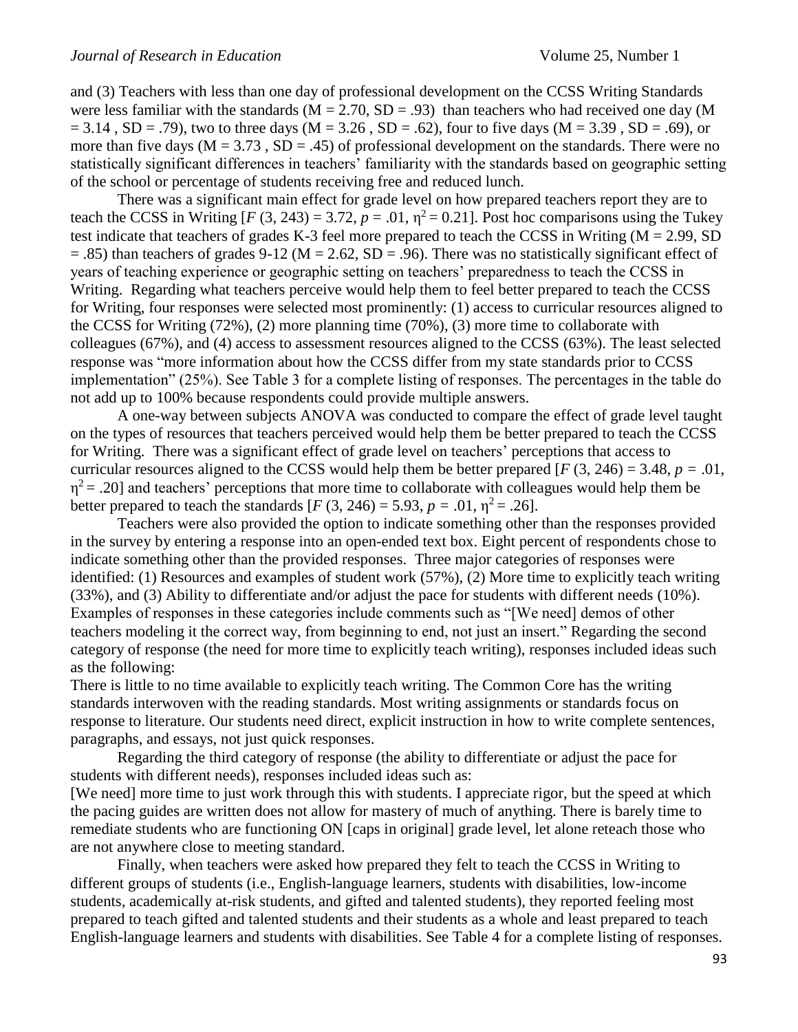and (3) Teachers with less than one day of professional development on the CCSS Writing Standards were less familiar with the standards ($M = 2.70$, $SD = .93$) than teachers who had received one day ($M = 3.14$, $SD = .79$), two to three days ($M = 3.26$, $SD = .62$), four to five days ($M = 3.39$, $SD = .69$), or more than five days ($M = 3.73$, $SD = .45$) of professional development on the standards. There were no statistically significant differences in teachers' familiarity with the standards based on geographic setting of the school or percentage of students receiving free and reduced lunch.

There was a significant main effect for grade level on how prepared teachers report they are to teach the CCSS in Writing [$F$ (3, 243) = 3.72, $p$ = .01, $\eta^2 = 0.21$]. Post hoc comparisons using the Tukey test indicate that teachers of grades K-3 feel more prepared to teach the CCSS in Writing ($M = 2.99$, $SD = .85$) than teachers of grades 9-12 ($M = 2.62$, $SD = .96$). There was no statistically significant effect of years of teaching experience or geographic setting on teachers' preparedness to teach the CCSS in Writing. Regarding what teachers perceive would help them to feel better prepared to teach the CCSS for Writing, four responses were selected most prominently: (1) access to curricular resources aligned to the CCSS for Writing (72%), (2) more planning time (70%), (3) more time to collaborate with colleagues (67%), and (4) access to assessment resources aligned to the CCSS (63%). The least selected response was "more information about how the CCSS differ from my state standards prior to CCSS implementation" (25%). See Table 3 for a complete listing of responses. The percentages in the table do not add up to 100% because respondents could provide multiple answers.

A one-way between subjects ANOVA was conducted to compare the effect of grade level taught on the types of resources that teachers perceived would help them be better prepared to teach the CCSS for Writing. There was a significant effect of grade level on teachers' perceptions that access to curricular resources aligned to the CCSS would help them be better prepared [$F$ (3, 246) = 3.48, $p$ = .01, $\eta^2 = .20$] and teachers' perceptions that more time to collaborate with colleagues would help them be better prepared to teach the standards [$F$ (3, 246) = 5.93, $p$ = .01, $\eta^2 = .26$].

Teachers were also provided the option to indicate something other than the responses provided in the survey by entering a response into an open-ended text box. Eight percent of respondents chose to indicate something other than the provided responses. Three major categories of responses were identified: (1) Resources and examples of student work (57%), (2) More time to explicitly teach writing (33%), and (3) Ability to differentiate and/or adjust the pace for students with different needs (10%). Examples of responses in these categories include comments such as "[We need] demos of other teachers modeling it the correct way, from beginning to end, not just an insert." Regarding the second category of response (the need for more time to explicitly teach writing), responses included ideas such as the following:

There is little to no time available to explicitly teach writing. The Common Core has the writing standards interwoven with the reading standards. Most writing assignments or standards focus on response to literature. Our students need direct, explicit instruction in how to write complete sentences, paragraphs, and essays, not just quick responses.

Regarding the third category of response (the ability to differentiate or adjust the pace for students with different needs), responses included ideas such as:

[We need] more time to just work through this with students. I appreciate rigor, but the speed at which the pacing guides are written does not allow for mastery of much of anything. There is barely time to remediate students who are functioning ON [caps in original] grade level, let alone reteach those who are not anywhere close to meeting standard.

Finally, when teachers were asked how prepared they felt to teach the CCSS in Writing to different groups of students (i.e., English-language learners, students with disabilities, low-income students, academically at-risk students, and gifted and talented students), they reported feeling most prepared to teach gifted and talented students and their students as a whole and least prepared to teach English-language learners and students with disabilities. See Table 4 for a complete listing of responses.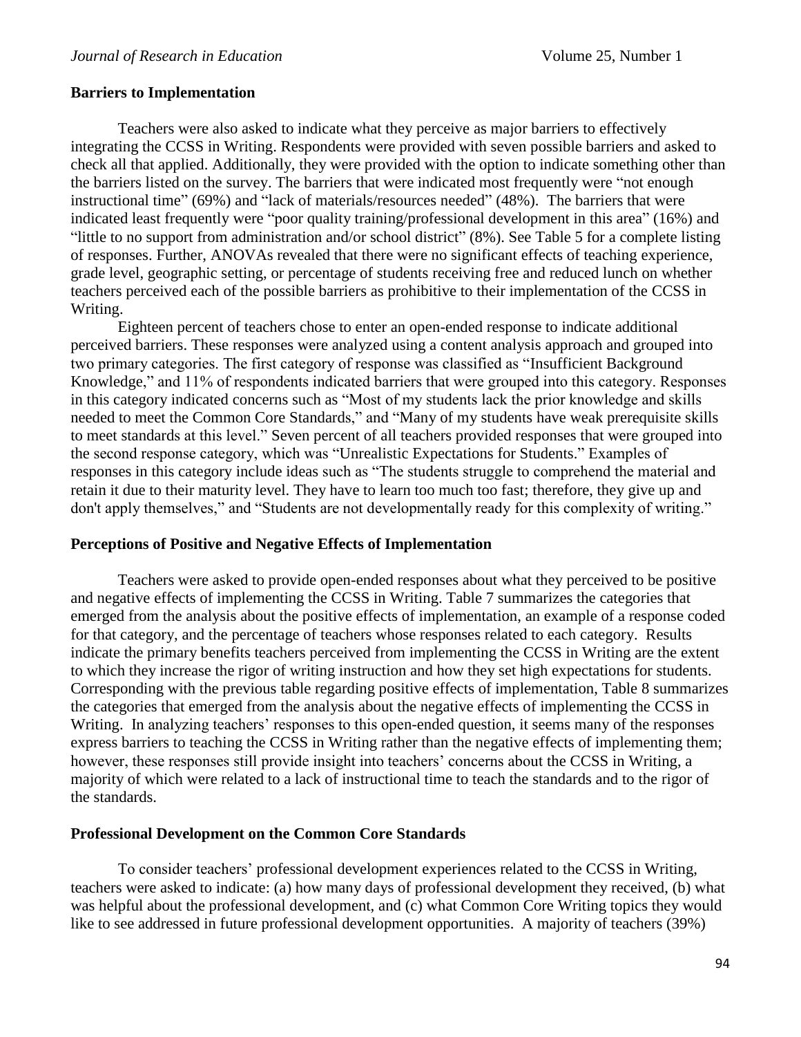## Barriers to Implementation

Teachers were also asked to indicate what they perceive as major barriers to effectively integrating the CCSS in Writing. Respondents were provided with seven possible barriers and asked to check all that applied. Additionally, they were provided with the option to indicate something other than the barriers listed on the survey. The barriers that were indicated most frequently were "not enough instructional time" (69%) and "lack of materials/resources needed" (48%). The barriers that were indicated least frequently were "poor quality training/professional development in this area" (16%) and "little to no support from administration and/or school district" (8%). See Table 5 for a complete listing of responses. Further, ANOVAs revealed that there were no significant effects of teaching experience, grade level, geographic setting, or percentage of students receiving free and reduced lunch on whether teachers perceived each of the possible barriers as prohibitive to their implementation of the CCSS in Writing.

Eighteen percent of teachers chose to enter an open-ended response to indicate additional perceived barriers. These responses were analyzed using a content analysis approach and grouped into two primary categories. The first category of response was classified as "Insufficient Background Knowledge," and 11% of respondents indicated barriers that were grouped into this category. Responses in this category indicated concerns such as "Most of my students lack the prior knowledge and skills needed to meet the Common Core Standards," and "Many of my students have weak prerequisite skills to meet standards at this level." Seven percent of all teachers provided responses that were grouped into the second response category, which was "Unrealistic Expectations for Students." Examples of responses in this category include ideas such as "The students struggle to comprehend the material and retain it due to their maturity level. They have to learn too much too fast; therefore, they give up and don't apply themselves," and "Students are not developmentally ready for this complexity of writing."

## Perceptions of Positive and Negative Effects of Implementation

Teachers were asked to provide open-ended responses about what they perceived to be positive and negative effects of implementing the CCSS in Writing. Table 7 summarizes the categories that emerged from the analysis about the positive effects of implementation, an example of a response coded for that category, and the percentage of teachers whose responses related to each category. Results indicate the primary benefits teachers perceived from implementing the CCSS in Writing are the extent to which they increase the rigor of writing instruction and how they set high expectations for students. Corresponding with the previous table regarding positive effects of implementation, Table 8 summarizes the categories that emerged from the analysis about the negative effects of implementing the CCSS in Writing. In analyzing teachers' responses to this open-ended question, it seems many of the responses express barriers to teaching the CCSS in Writing rather than the negative effects of implementing them; however, these responses still provide insight into teachers' concerns about the CCSS in Writing, a majority of which were related to a lack of instructional time to teach the standards and to the rigor of the standards.

## Professional Development on the Common Core Standards

To consider teachers' professional development experiences related to the CCSS in Writing, teachers were asked to indicate: (a) how many days of professional development they received, (b) what was helpful about the professional development, and (c) what Common Core Writing topics they would like to see addressed in future professional development opportunities. A majority of teachers (39%)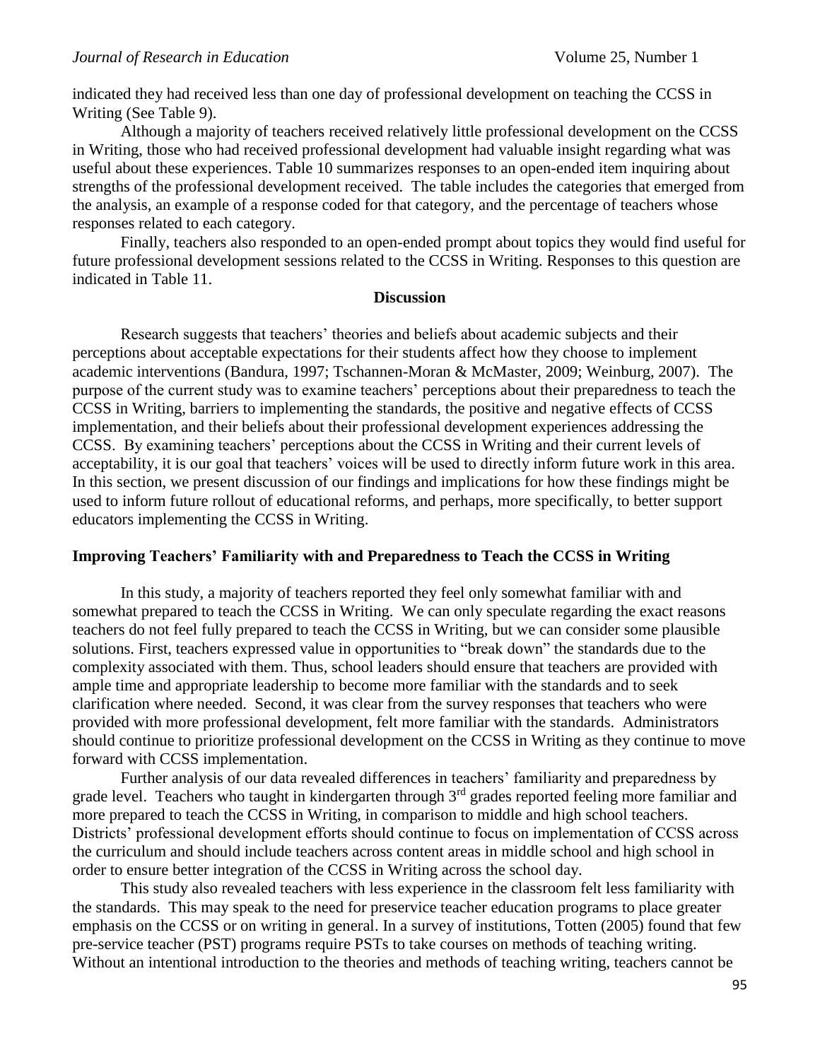indicated they had received less than one day of professional development on teaching the CCSS in Writing (See Table 9).

Although a majority of teachers received relatively little professional development on the CCSS in Writing, those who had received professional development had valuable insight regarding what was useful about these experiences. Table 10 summarizes responses to an open-ended item inquiring about strengths of the professional development received. The table includes the categories that emerged from the analysis, an example of a response coded for that category, and the percentage of teachers whose responses related to each category.

Finally, teachers also responded to an open-ended prompt about topics they would find useful for future professional development sessions related to the CCSS in Writing. Responses to this question are indicated in Table 11.

## Discussion

Research suggests that teachers' theories and beliefs about academic subjects and their perceptions about acceptable expectations for their students affect how they choose to implement academic interventions (Bandura, 1997; Tschannen-Moran & McMaster, 2009; Weinburg, 2007). The purpose of the current study was to examine teachers' perceptions about their preparedness to teach the CCSS in Writing, barriers to implementing the standards, the positive and negative effects of CCSS implementation, and their beliefs about their professional development experiences addressing the CCSS. By examining teachers' perceptions about the CCSS in Writing and their current levels of acceptability, it is our goal that teachers' voices will be used to directly inform future work in this area. In this section, we present discussion of our findings and implications for how these findings might be used to inform future rollout of educational reforms, and perhaps, more specifically, to better support educators implementing the CCSS in Writing.

### Improving Teachers' Familiarity with and Preparedness to Teach the CCSS in Writing

In this study, a majority of teachers reported they feel only somewhat familiar with and somewhat prepared to teach the CCSS in Writing. We can only speculate regarding the exact reasons teachers do not feel fully prepared to teach the CCSS in Writing, but we can consider some plausible solutions. First, teachers expressed value in opportunities to "break down" the standards due to the complexity associated with them. Thus, school leaders should ensure that teachers are provided with ample time and appropriate leadership to become more familiar with the standards and to seek clarification where needed. Second, it was clear from the survey responses that teachers who were provided with more professional development, felt more familiar with the standards. Administrators should continue to prioritize professional development on the CCSS in Writing as they continue to move forward with CCSS implementation.

Further analysis of our data revealed differences in teachers' familiarity and preparedness by grade level. Teachers who taught in kindergarten through 3rd grades reported feeling more familiar and more prepared to teach the CCSS in Writing, in comparison to middle and high school teachers. Districts' professional development efforts should continue to focus on implementation of CCSS across the curriculum and should include teachers across content areas in middle school and high school in order to ensure better integration of the CCSS in Writing across the school day.

This study also revealed teachers with less experience in the classroom felt less familiarity with the standards. This may speak to the need for preservice teacher education programs to place greater emphasis on the CCSS or on writing in general. In a survey of institutions, Totten (2005) found that few pre-service teacher (PST) programs require PSTs to take courses on methods of teaching writing. Without an intentional introduction to the theories and methods of teaching writing, teachers cannot be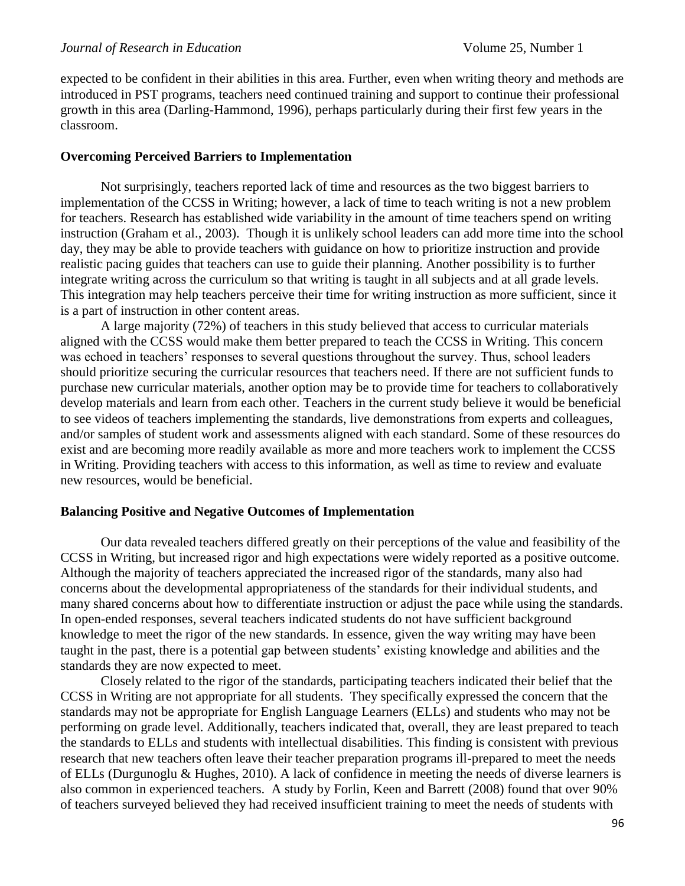expected to be confident in their abilities in this area. Further, even when writing theory and methods are introduced in PST programs, teachers need continued training and support to continue their professional growth in this area (Darling-Hammond, 1996), perhaps particularly during their first few years in the classroom.

### Overcoming Perceived Barriers to Implementation

Not surprisingly, teachers reported lack of time and resources as the two biggest barriers to implementation of the CCSS in Writing; however, a lack of time to teach writing is not a new problem for teachers. Research has established wide variability in the amount of time teachers spend on writing instruction (Graham et al., 2003). Though it is unlikely school leaders can add more time into the school day, they may be able to provide teachers with guidance on how to prioritize instruction and provide realistic pacing guides that teachers can use to guide their planning. Another possibility is to further integrate writing across the curriculum so that writing is taught in all subjects and at all grade levels. This integration may help teachers perceive their time for writing instruction as more sufficient, since it is a part of instruction in other content areas.

A large majority (72%) of teachers in this study believed that access to curricular materials aligned with the CCSS would make them better prepared to teach the CCSS in Writing. This concern was echoed in teachers' responses to several questions throughout the survey. Thus, school leaders should prioritize securing the curricular resources that teachers need. If there are not sufficient funds to purchase new curricular materials, another option may be to provide time for teachers to collaboratively develop materials and learn from each other. Teachers in the current study believe it would be beneficial to see videos of teachers implementing the standards, live demonstrations from experts and colleagues, and/or samples of student work and assessments aligned with each standard. Some of these resources do exist and are becoming more readily available as more and more teachers work to implement the CCSS in Writing. Providing teachers with access to this information, as well as time to review and evaluate new resources, would be beneficial.

### Balancing Positive and Negative Outcomes of Implementation

Our data revealed teachers differed greatly on their perceptions of the value and feasibility of the CCSS in Writing, but increased rigor and high expectations were widely reported as a positive outcome. Although the majority of teachers appreciated the increased rigor of the standards, many also had concerns about the developmental appropriateness of the standards for their individual students, and many shared concerns about how to differentiate instruction or adjust the pace while using the standards. In open-ended responses, several teachers indicated students do not have sufficient background knowledge to meet the rigor of the new standards. In essence, given the way writing may have been taught in the past, there is a potential gap between students' existing knowledge and abilities and the standards they are now expected to meet.

Closely related to the rigor of the standards, participating teachers indicated their belief that the CCSS in Writing are not appropriate for all students. They specifically expressed the concern that the standards may not be appropriate for English Language Learners (ELLs) and students who may not be performing on grade level. Additionally, teachers indicated that, overall, they are least prepared to teach the standards to ELLs and students with intellectual disabilities. This finding is consistent with previous research that new teachers often leave their teacher preparation programs ill-prepared to meet the needs of ELLs (Durgunoglu & Hughes, 2010). A lack of confidence in meeting the needs of diverse learners is also common in experienced teachers. A study by Forlin, Keen and Barrett (2008) found that over 90% of teachers surveyed believed they had received insufficient training to meet the needs of students with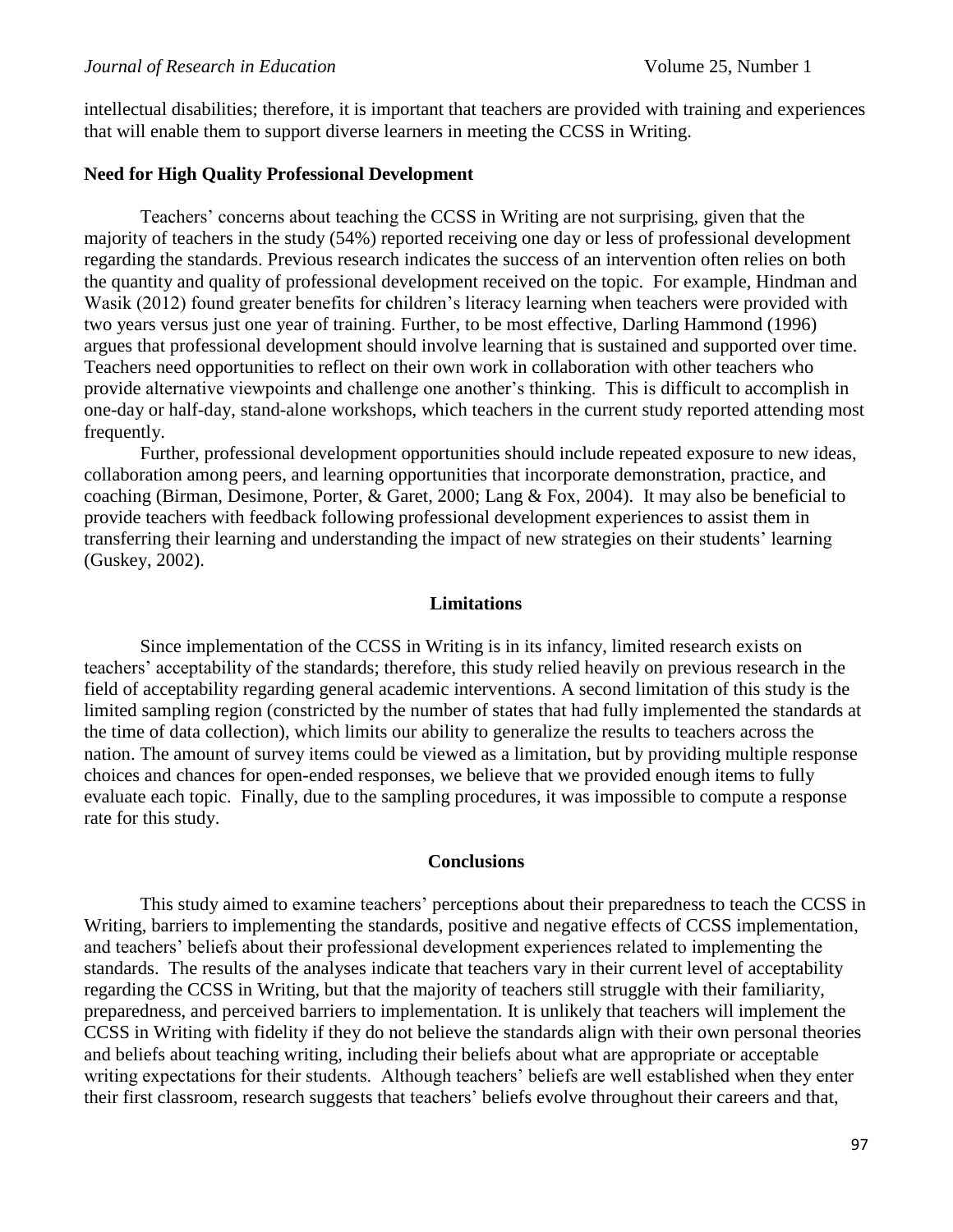intellectual disabilities; therefore, it is important that teachers are provided with training and experiences that will enable them to support diverse learners in meeting the CCSS in Writing.

**Need for High Quality Professional Development**

Teachers' concerns about teaching the CCSS in Writing are not surprising, given that the majority of teachers in the study (54%) reported receiving one day or less of professional development regarding the standards. Previous research indicates the success of an intervention often relies on both the quantity and quality of professional development received on the topic. For example, Hindman and Wasik (2012) found greater benefits for children's literacy learning when teachers were provided with two years versus just one year of training. Further, to be most effective, Darling Hammond (1996) argues that professional development should involve learning that is sustained and supported over time. Teachers need opportunities to reflect on their own work in collaboration with other teachers who provide alternative viewpoints and challenge one another's thinking. This is difficult to accomplish in one-day or half-day, stand-alone workshops, which teachers in the current study reported attending most frequently.

Further, professional development opportunities should include repeated exposure to new ideas, collaboration among peers, and learning opportunities that incorporate demonstration, practice, and coaching (Birman, Desimone, Porter, & Garet, 2000; Lang & Fox, 2004). It may also be beneficial to provide teachers with feedback following professional development experiences to assist them in transferring their learning and understanding the impact of new strategies on their students' learning (Guskey, 2002).

## Limitations

Since implementation of the CCSS in Writing is in its infancy, limited research exists on teachers' acceptability of the standards; therefore, this study relied heavily on previous research in the field of acceptability regarding general academic interventions. A second limitation of this study is the limited sampling region (constricted by the number of states that had fully implemented the standards at the time of data collection), which limits our ability to generalize the results to teachers across the nation. The amount of survey items could be viewed as a limitation, but by providing multiple response choices and chances for open-ended responses, we believe that we provided enough items to fully evaluate each topic. Finally, due to the sampling procedures, it was impossible to compute a response rate for this study.

## Conclusions

This study aimed to examine teachers' perceptions about their preparedness to teach the CCSS in Writing, barriers to implementing the standards, positive and negative effects of CCSS implementation, and teachers' beliefs about their professional development experiences related to implementing the standards. The results of the analyses indicate that teachers vary in their current level of acceptability regarding the CCSS in Writing, but that the majority of teachers still struggle with their familiarity, preparedness, and perceived barriers to implementation. It is unlikely that teachers will implement the CCSS in Writing with fidelity if they do not believe the standards align with their own personal theories and beliefs about teaching writing, including their beliefs about what are appropriate or acceptable writing expectations for their students. Although teachers' beliefs are well established when they enter their first classroom, research suggests that teachers' beliefs evolve throughout their careers and that,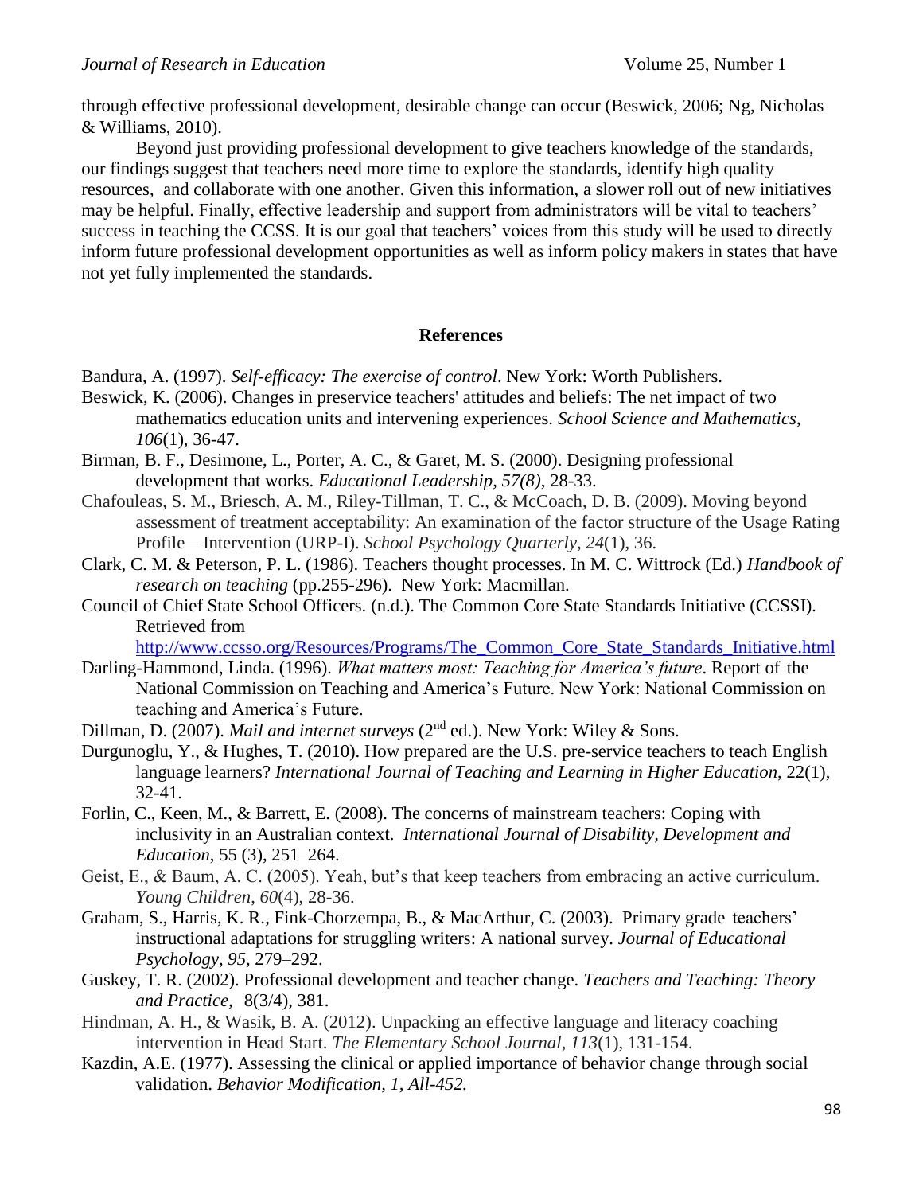through effective professional development, desirable change can occur (Beswick, 2006; Ng, Nicholas & Williams, 2010).

Beyond just providing professional development to give teachers knowledge of the standards, our findings suggest that teachers need more time to explore the standards, identify high quality resources, and collaborate with one another. Given this information, a slower roll out of new initiatives may be helpful. Finally, effective leadership and support from administrators will be vital to teachers' success in teaching the CCSS. It is our goal that teachers' voices from this study will be used to directly inform future professional development opportunities as well as inform policy makers in states that have not yet fully implemented the standards.

## References

Bandura, A. (1997). *Self-efficacy: The exercise of control*. New York: Worth Publishers.

Beswick, K. (2006). Changes in preservice teachers' attitudes and beliefs: The net impact of two mathematics education units and intervening experiences. *School Science and Mathematics*, *106*(1), 36-47.

Birman, B. F., Desimone, L., Porter, A. C., & Garet, M. S. (2000). Designing professional development that works. *Educational Leadership, 57(8)*, 28-33.

Chafouleas, S. M., Briesch, A. M., Riley-Tillman, T. C., & McCoach, D. B. (2009). Moving beyond assessment of treatment acceptability: An examination of the factor structure of the Usage Rating Profile—Intervention (URP-I). *School Psychology Quarterly*, *24*(1), 36.

Clark, C. M. & Peterson, P. L. (1986). Teachers thought processes. In M. C. Wittrock (Ed.) *Handbook of research on teaching* (pp.255-296). New York: Macmillan.

Council of Chief State School Officers. (n.d.). The Common Core State Standards Initiative (CCSSI). Retrieved from http://www.ccsso.org/Resources/Programs/The_Common_Core_State_Standards_Initiative.html

Darling-Hammond, Linda. (1996). *What matters most: Teaching for America's future*. Report of the National Commission on Teaching and America's Future. New York: National Commission on teaching and America's Future.

Dillman, D. (2007). *Mail and internet surveys* (2nd ed.). New York: Wiley & Sons.

Durgunoglu, Y., & Hughes, T. (2010). How prepared are the U.S. pre-service teachers to teach English language learners? *International Journal of Teaching and Learning in Higher Education*, 22(1), 32-41.

Forlin, C., Keen, M., & Barrett, E. (2008). The concerns of mainstream teachers: Coping with inclusivity in an Australian context. *International Journal of Disability, Development and Education*, 55 (3), 251–264.

Geist, E., & Baum, A. C. (2005). Yeah, but's that keep teachers from embracing an active curriculum. *Young Children*, *60*(4), 28-36.

Graham, S., Harris, K. R., Fink-Chorzempa, B., & MacArthur, C. (2003). Primary grade teachers' instructional adaptations for struggling writers: A national survey. *Journal of Educational Psychology, 95,* 279–292.

Guskey, T. R. (2002). Professional development and teacher change. *Teachers and Teaching: Theory and Practice,* 8(3/4), 381.

Hindman, A. H., & Wasik, B. A. (2012). Unpacking an effective language and literacy coaching intervention in Head Start. *The Elementary School Journal*, *113*(1), 131-154.

Kazdin, A.E. (1977). Assessing the clinical or applied importance of behavior change through social validation. *Behavior Modification, 1, All-452.*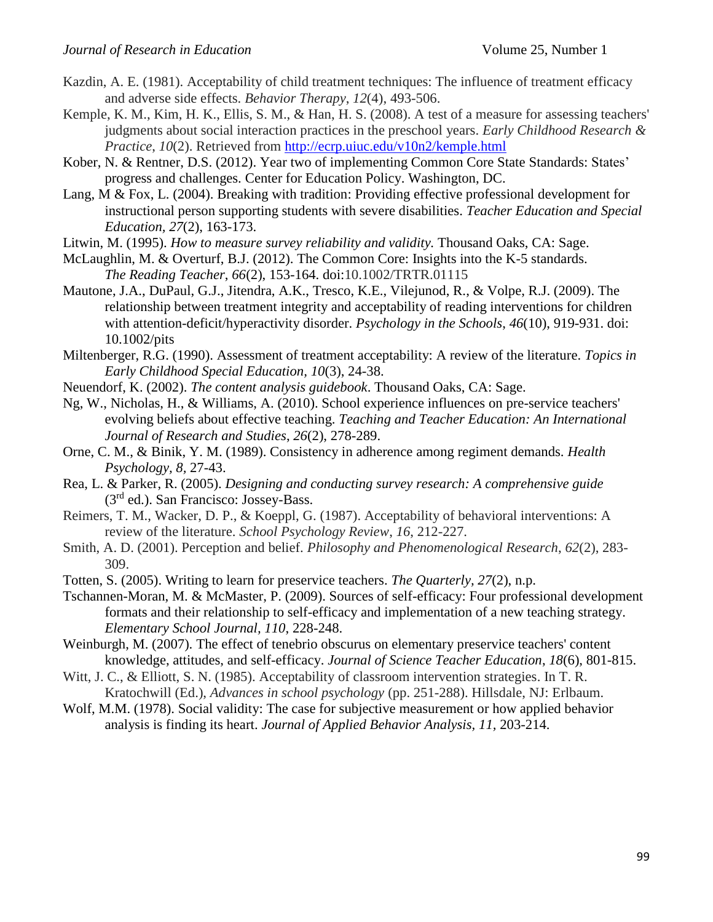Kazdin, A. E. (1981). Acceptability of child treatment techniques: The influence of treatment efficacy and adverse side effects. *Behavior Therapy*, *12*(4), 493-506.

Kemple, K. M., Kim, H. K., Ellis, S. M., & Han, H. S. (2008). A test of a measure for assessing teachers' judgments about social interaction practices in the preschool years. *Early Childhood Research & Practice*, *10*(2). Retrieved from http://ecrp.uiuc.edu/v10n2/kemple.html

Kober, N. & Rentner, D.S. (2012). Year two of implementing Common Core State Standards: States' progress and challenges. Center for Education Policy. Washington, DC.

Lang, M & Fox, L. (2004). Breaking with tradition: Providing effective professional development for instructional person supporting students with severe disabilities. *Teacher Education and Special Education, 27*(2), 163-173.

Litwin, M. (1995). *How to measure survey reliability and validity.* Thousand Oaks, CA: Sage.

McLaughlin, M. & Overturf, B.J. (2012). The Common Core: Insights into the K-5 standards. *The Reading Teacher*, *66*(2), 153-164. doi:10.1002/TRTR.01115

Mautone, J.A., DuPaul, G.J., Jitendra, A.K., Tresco, K.E., Vilejunod, R., & Volpe, R.J. (2009). The relationship between treatment integrity and acceptability of reading interventions for children with attention-deficit/hyperactivity disorder. *Psychology in the Schools*, *46*(10), 919-931. doi: 10.1002/pits

Miltenberger, R.G. (1990). Assessment of treatment acceptability: A review of the literature. *Topics in Early Childhood Special Education, 10*(3), 24-38.

Neuendorf, K. (2002). *The content analysis guidebook*. Thousand Oaks, CA: Sage.

Ng, W., Nicholas, H., & Williams, A. (2010). School experience influences on pre-service teachers' evolving beliefs about effective teaching. *Teaching and Teacher Education: An International Journal of Research and Studies*, *26*(2), 278-289.

Orne, C. M., & Binik, Y. M. (1989). Consistency in adherence among regiment demands. *Health Psychology, 8,* 27-43.

Rea, L. & Parker, R. (2005). *Designing and conducting survey research: A comprehensive guide* (3rd ed.). San Francisco: Jossey-Bass.

Reimers, T. M., Wacker, D. P., & Koeppl, G. (1987). Acceptability of behavioral interventions: A review of the literature. *School Psychology Review*, *16*, 212-227.

Smith, A. D. (2001). Perception and belief. *Philosophy and Phenomenological Research*, *62*(2), 283-309.

Totten, S. (2005). Writing to learn for preservice teachers. *The Quarterly, 27*(2), n.p.

Tschannen-Moran, M. & McMaster, P. (2009). Sources of self-efficacy: Four professional development formats and their relationship to self-efficacy and implementation of a new teaching strategy. *Elementary School Journal*, *110*, 228-248.

Weinburgh, M. (2007). The effect of tenebrio obscurus on elementary preservice teachers' content knowledge, attitudes, and self-efficacy. *Journal of Science Teacher Education*, *18*(6), 801-815.

Witt, J. C., & Elliott, S. N. (1985). Acceptability of classroom intervention strategies. In T. R. Kratochwill (Ed.), *Advances in school psychology* (pp. 251-288). Hillsdale, NJ: Erlbaum.

Wolf, M.M. (1978). Social validity: The case for subjective measurement or how applied behavior analysis is finding its heart. *Journal of Applied Behavior Analysis, 11,* 203-214.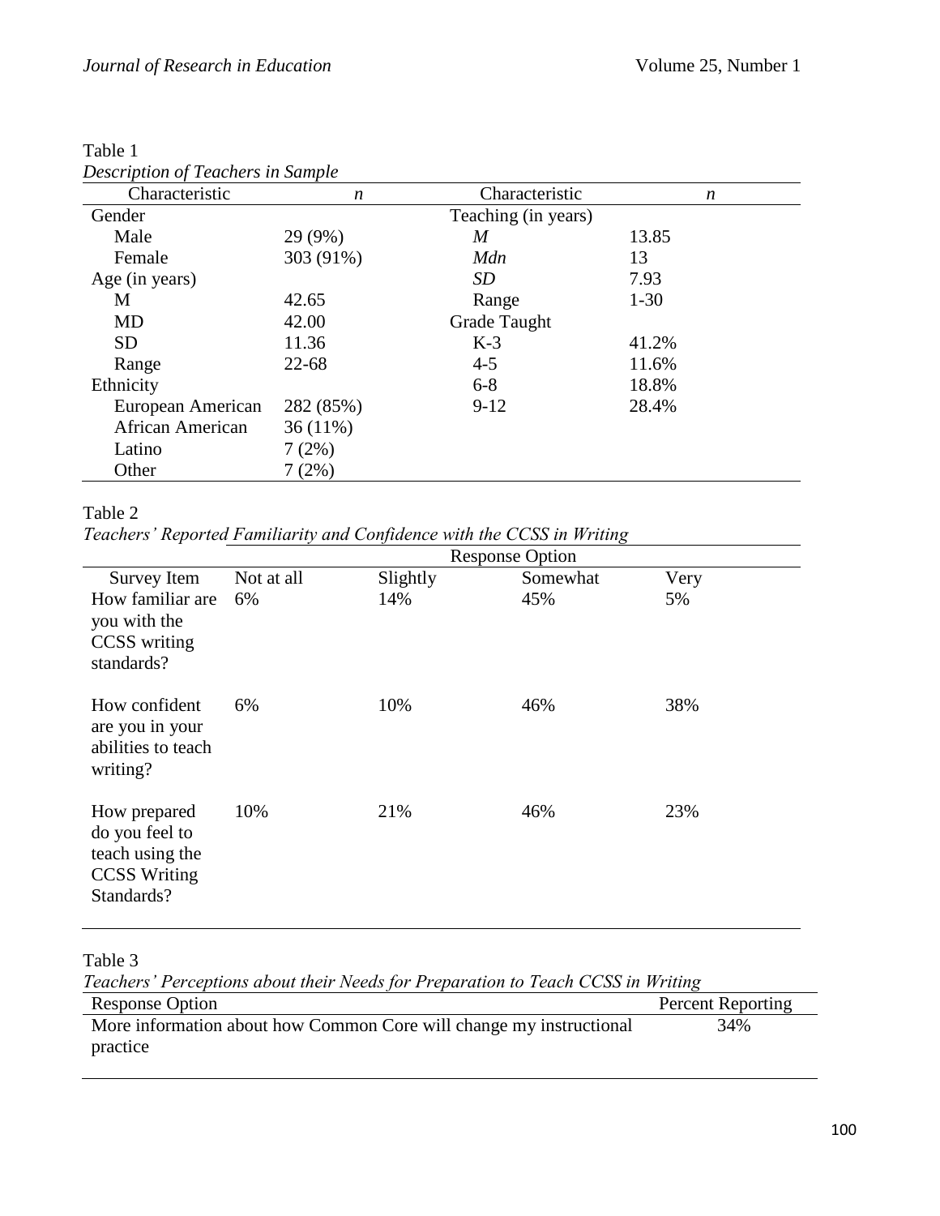Table 1
*Description of Teachers in Sample*

| Characteristic | *n* | Characteristic | *n* |
|---|---|---|---|
| Gender | | Teaching (in years) | |
| Male | 29 (9%) | *M* | 13.85 |
| Female | 303 (91%) | *Mdn* | 13 |
| Age (in years) | | *SD* | 7.93 |
| M | 42.65 | Range | 1-30 |
| MD | 42.00 | Grade Taught | |
| SD | 11.36 | K-3 | 41.2% |
| Range | 22-68 | 4-5 | 11.6% |
| Ethnicity | | 6-8 | 18.8% |
| European American | 282 (85%) | 9-12 | 28.4% |
| African American | 36 (11%) | | |
| Latino | 7 (2%) | | |
| Other | 7 (2%) | | |

Table 2
*Teachers' Reported Familiarity and Confidence with the CCSS in Writing*

| | Response Option | | | |
|---|---|---|---|---|
| Survey Item | Not at all | Slightly | Somewhat | Very |
| How familiar are you with the CCSS writing standards? | 6% | 14% | 45% | 5% |
| How confident are you in your abilities to teach writing? | 6% | 10% | 46% | 38% |
| How prepared do you feel to teach using the CCSS Writing Standards? | 10% | 21% | 46% | 23% |

Table 3
*Teachers' Perceptions about their Needs for Preparation to Teach CCSS in Writing*

| Response Option | Percent Reporting |
|---|---|
| More information about how Common Core will change my instructional practice | 34% |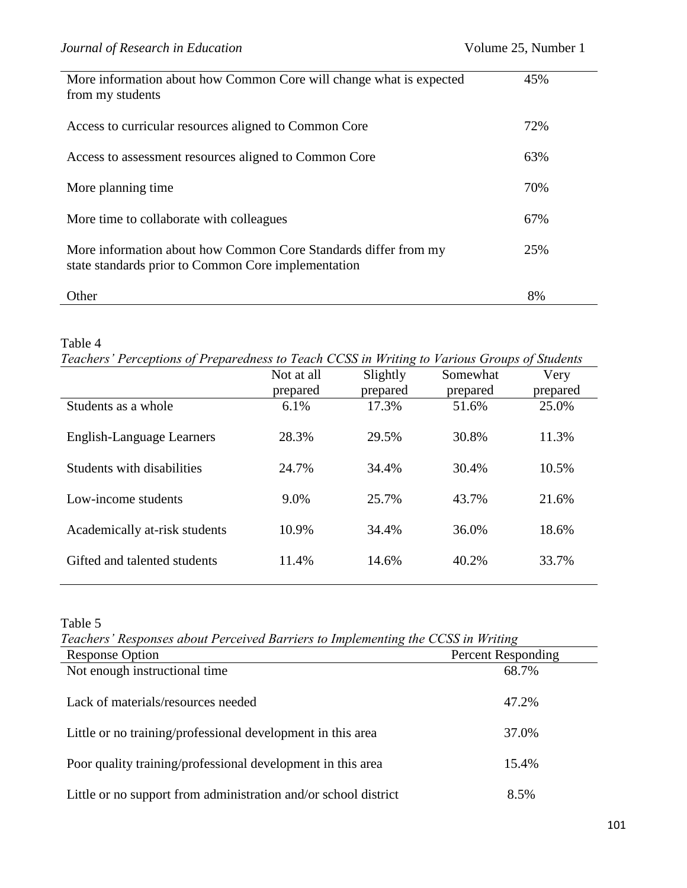| | |
|---|---|
| More information about how Common Core will change what is expected from my students | 45% |
| Access to curricular resources aligned to Common Core | 72% |
| Access to assessment resources aligned to Common Core | 63% |
| More planning time | 70% |
| More time to collaborate with colleagues | 67% |
| More information about how Common Core Standards differ from my state standards prior to Common Core implementation | 25% |
| Other | 8% |

Table 4

*Teachers' Perceptions of Preparedness to Teach CCSS in Writing to Various Groups of Students*

| | Not at all prepared | Slightly prepared | Somewhat prepared | Very prepared |
|---|---|---|---|---|
| Students as a whole | 6.1% | 17.3% | 51.6% | 25.0% |
| English-Language Learners | 28.3% | 29.5% | 30.8% | 11.3% |
| Students with disabilities | 24.7% | 34.4% | 30.4% | 10.5% |
| Low-income students | 9.0% | 25.7% | 43.7% | 21.6% |
| Academically at-risk students | 10.9% | 34.4% | 36.0% | 18.6% |
| Gifted and talented students | 11.4% | 14.6% | 40.2% | 33.7% |

Table 5

*Teachers' Responses about Perceived Barriers to Implementing the CCSS in Writing*

| Response Option | Percent Responding |
|---|---|
| Not enough instructional time | 68.7% |
| Lack of materials/resources needed | 47.2% |
| Little or no training/professional development in this area | 37.0% |
| Poor quality training/professional development in this area | 15.4% |
| Little or no support from administration and/or school district | 8.5% |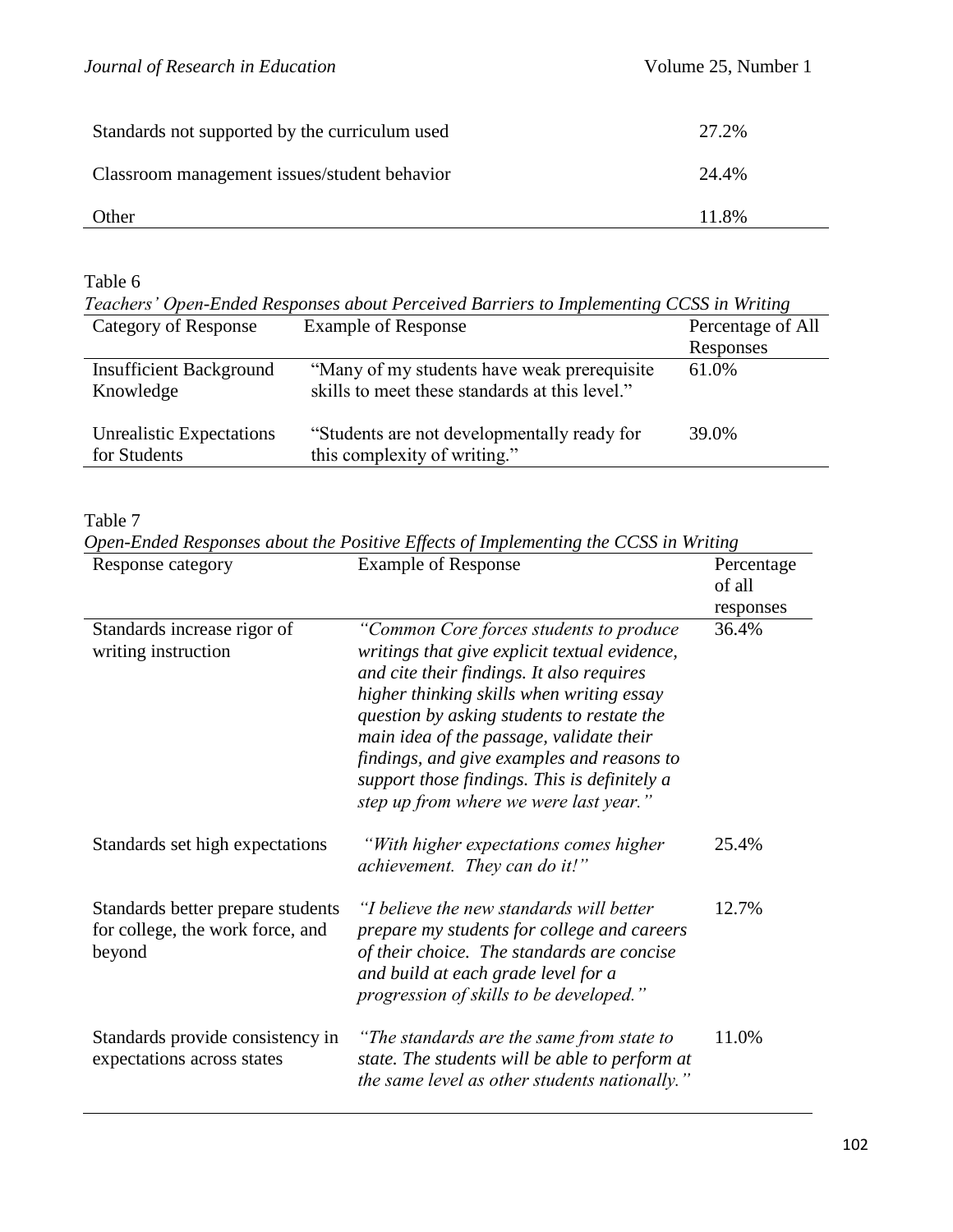| | |
|---|---|
| Standards not supported by the curriculum used | 27.2% |
| Classroom management issues/student behavior | 24.4% |
| Other | 11.8% |

Table 6

*Teachers' Open-Ended Responses about Perceived Barriers to Implementing CCSS in Writing*

| Category of Response | Example of Response | Percentage of All Responses |
|---|---|---|
| Insufficient Background Knowledge | "Many of my students have weak prerequisite skills to meet these standards at this level." | 61.0% |
| Unrealistic Expectations for Students | "Students are not developmentally ready for this complexity of writing." | 39.0% |

Table 7

*Open-Ended Responses about the Positive Effects of Implementing the CCSS in Writing*

| Response category | Example of Response | Percentage of all responses |
|---|---|---|
| Standards increase rigor of writing instruction | *"Common Core forces students to produce writings that give explicit textual evidence, and cite their findings. It also requires higher thinking skills when writing essay question by asking students to restate the main idea of the passage, validate their findings, and give examples and reasons to support those findings. This is definitely a step up from where we were last year."* | 36.4% |
| Standards set high expectations | *"With higher expectations comes higher achievement. They can do it!"* | 25.4% |
| Standards better prepare students for college, the work force, and beyond | *"I believe the new standards will better prepare my students for college and careers of their choice. The standards are concise and build at each grade level for a progression of skills to be developed."* | 12.7% |
| Standards provide consistency in expectations across states | *"The standards are the same from state to state. The students will be able to perform at the same level as other students nationally."* | 11.0% |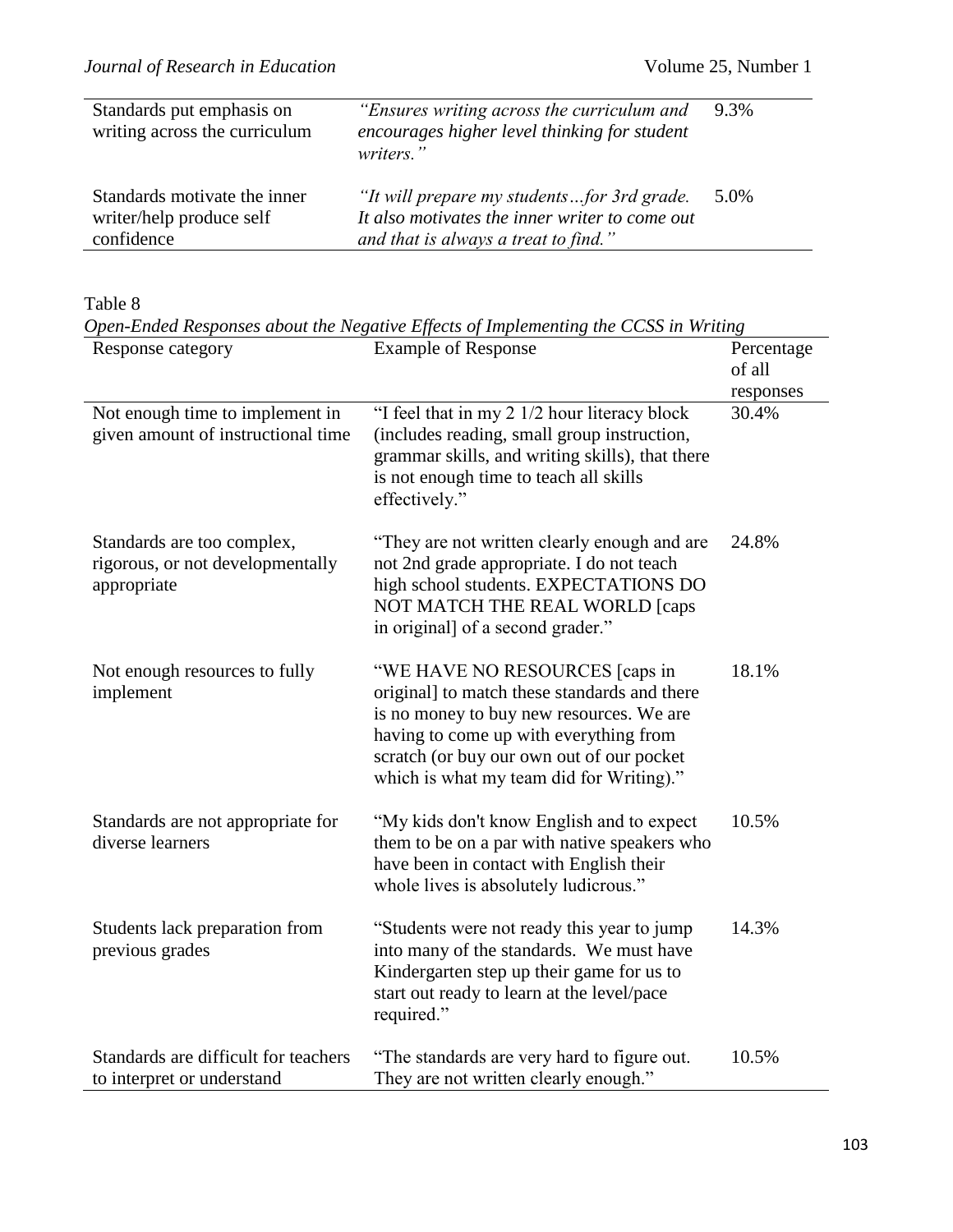| | | |
|---|---|---|
| Standards put emphasis on writing across the curriculum | *"Ensures writing across the curriculum and encourages higher level thinking for student writers."* | 9.3% |
| Standards motivate the inner writer/help produce self confidence | *"It will prepare my students…for 3rd grade. It also motivates the inner writer to come out and that is always a treat to find."* | 5.0% |

Table 8

*Open-Ended Responses about the Negative Effects of Implementing the CCSS in Writing*

| Response category | Example of Response | Percentage of all responses |
|---|---|---|
| Not enough time to implement in given amount of instructional time | "I feel that in my 2 1/2 hour literacy block (includes reading, small group instruction, grammar skills, and writing skills), that there is not enough time to teach all skills effectively." | 30.4% |
| Standards are too complex, rigorous, or not developmentally appropriate | "They are not written clearly enough and are not 2nd grade appropriate. I do not teach high school students. EXPECTATIONS DO NOT MATCH THE REAL WORLD [caps in original] of a second grader." | 24.8% |
| Not enough resources to fully implement | "WE HAVE NO RESOURCES [caps in original] to match these standards and there is no money to buy new resources. We are having to come up with everything from scratch (or buy our own out of our pocket which is what my team did for Writing)." | 18.1% |
| Standards are not appropriate for diverse learners | "My kids don't know English and to expect them to be on a par with native speakers who have been in contact with English their whole lives is absolutely ludicrous." | 10.5% |
| Students lack preparation from previous grades | "Students were not ready this year to jump into many of the standards. We must have Kindergarten step up their game for us to start out ready to learn at the level/pace required." | 14.3% |
| Standards are difficult for teachers to interpret or understand | "The standards are very hard to figure out. They are not written clearly enough." | 10.5% |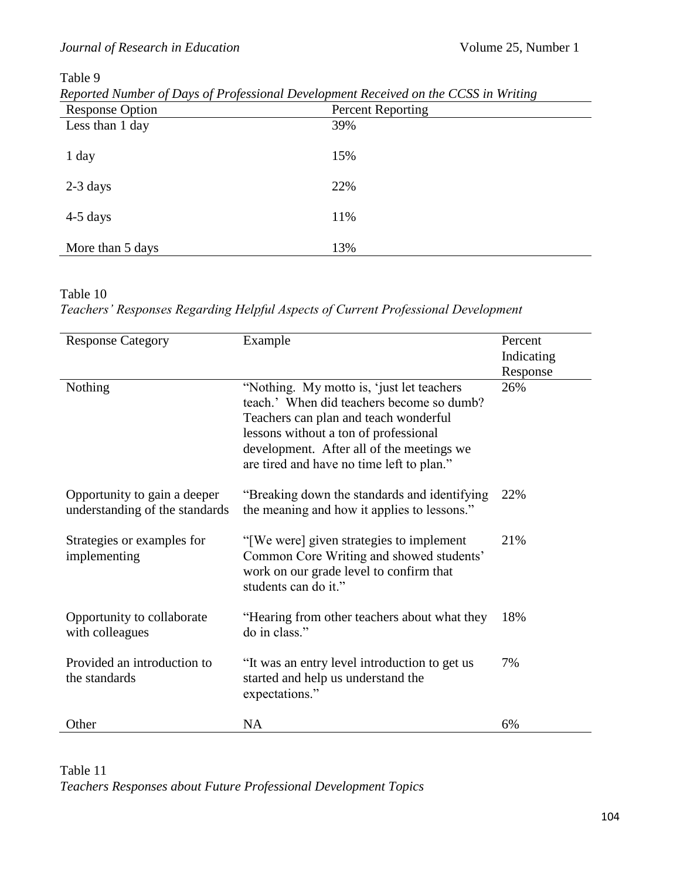Table 9

*Reported Number of Days of Professional Development Received on the CCSS in Writing*

| Response Option | Percent Reporting |
| --- | --- |
| Less than 1 day | 39% |
| 1 day | 15% |
| 2-3 days | 22% |
| 4-5 days | 11% |
| More than 5 days | 13% |

Table 10

*Teachers' Responses Regarding Helpful Aspects of Current Professional Development*

| Response Category | Example | Percent Indicating Response |
| --- | --- | --- |
| Nothing | "Nothing. My motto is, 'just let teachers teach.' When did teachers become so dumb? Teachers can plan and teach wonderful lessons without a ton of professional development. After all of the meetings we are tired and have no time left to plan." | 26% |
| Opportunity to gain a deeper understanding of the standards | "Breaking down the standards and identifying the meaning and how it applies to lessons." | 22% |
| Strategies or examples for implementing | "[We were] given strategies to implement Common Core Writing and showed students' work on our grade level to confirm that students can do it." | 21% |
| Opportunity to collaborate with colleagues | "Hearing from other teachers about what they do in class." | 18% |
| Provided an introduction to the standards | "It was an entry level introduction to get us started and help us understand the expectations." | 7% |
| Other | NA | 6% |

Table 11

*Teachers Responses about Future Professional Development Topics*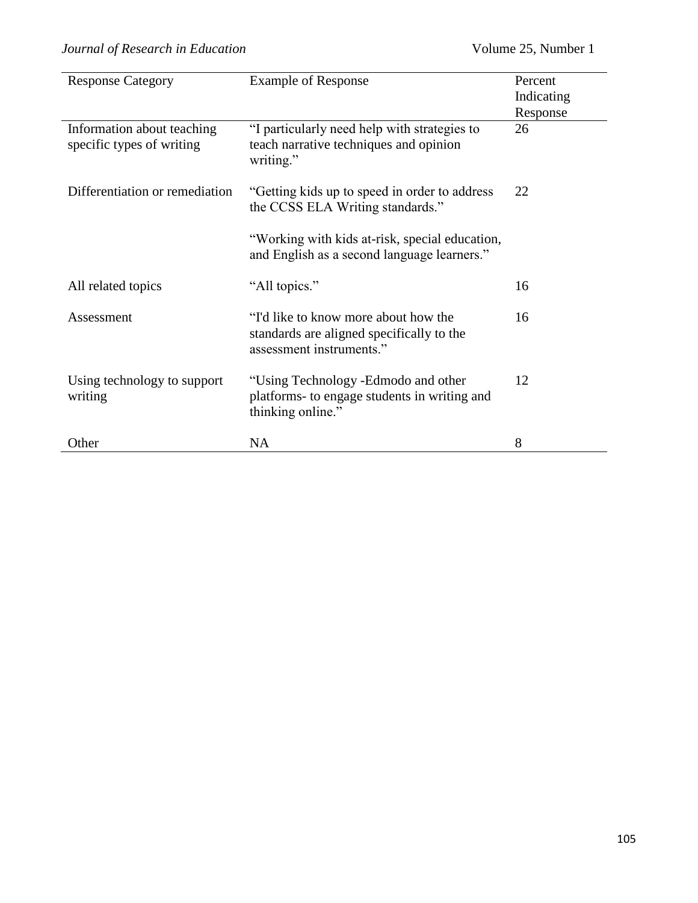| Response Category | Example of Response | Percent Indicating Response |
|---|---|---|
| Information about teaching specific types of writing | "I particularly need help with strategies to teach narrative techniques and opinion writing." | 26 |
| Differentiation or remediation | "Getting kids up to speed in order to address the CCSS ELA Writing standards."<br><br>"Working with kids at-risk, special education, and English as a second language learners." | 22 |
| All related topics | "All topics." | 16 |
| Assessment | "I'd like to know more about how the standards are aligned specifically to the assessment instruments." | 16 |
| Using technology to support writing | "Using Technology -Edmodo and other platforms- to engage students in writing and thinking online." | 12 |
| Other | NA | 8 |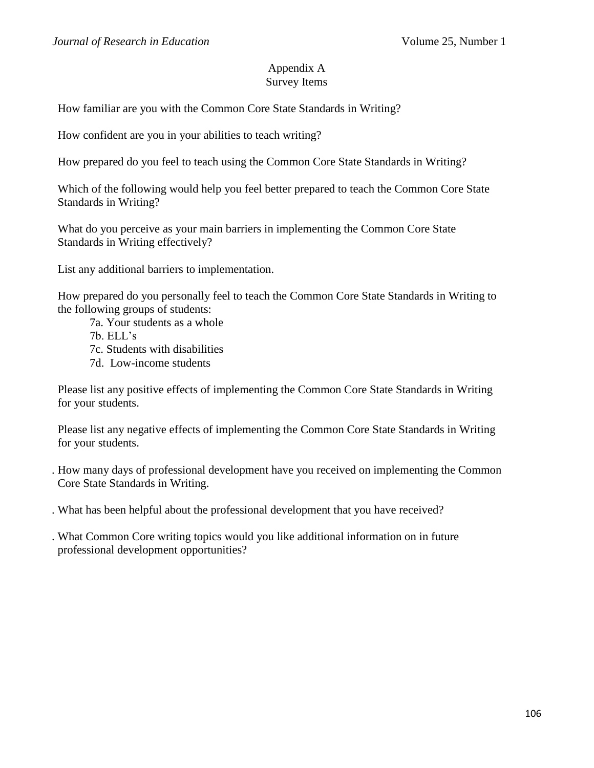# Appendix A
## Survey Items

How familiar are you with the Common Core State Standards in Writing?

How confident are you in your abilities to teach writing?

How prepared do you feel to teach using the Common Core State Standards in Writing?

Which of the following would help you feel better prepared to teach the Common Core State Standards in Writing?

What do you perceive as your main barriers in implementing the Common Core State Standards in Writing effectively?

List any additional barriers to implementation.

How prepared do you personally feel to teach the Common Core State Standards in Writing to the following groups of students:

- 7a. Your students as a whole
- 7b. ELL's
- 7c. Students with disabilities
- 7d. Low-income students

Please list any positive effects of implementing the Common Core State Standards in Writing for your students.

Please list any negative effects of implementing the Common Core State Standards in Writing for your students.

. How many days of professional development have you received on implementing the Common Core State Standards in Writing.

. What has been helpful about the professional development that you have received?

. What Common Core writing topics would you like additional information on in future professional development opportunities?